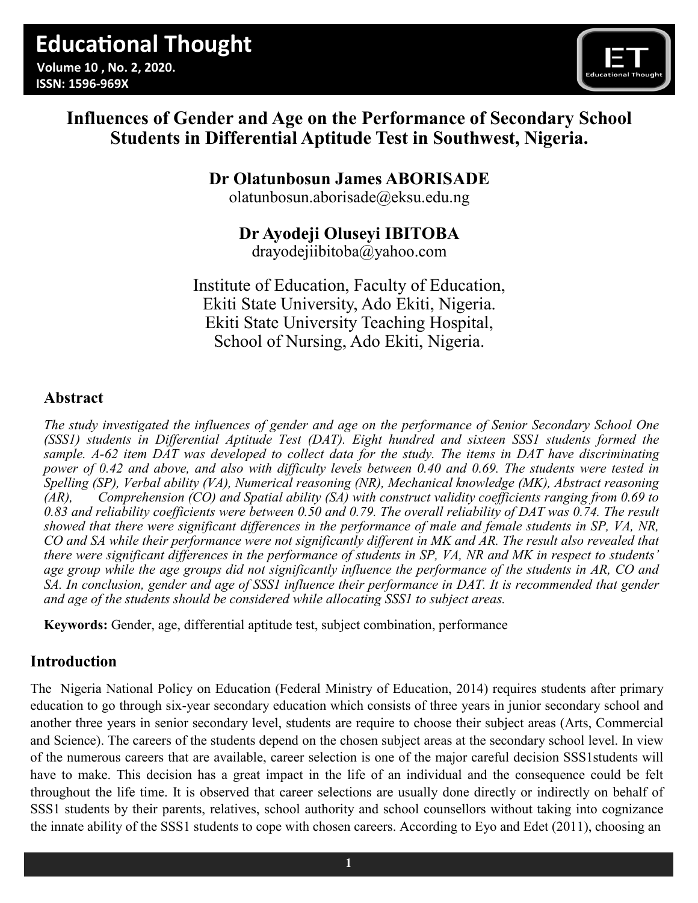# Influences of Gender and Age on the Performance of Secondary School Students in Differential Aptitude Test in Southwest, Nigeria.

**Dr Olatunbosun James ABORISADE**
olatunbosun.aborisade@eksu.edu.ng

**Dr Ayodeji Oluseyi IBITOBA**
drayodejiibitoba@yahoo.com

Institute of Education, Faculty of Education,
Ekiti State University, Ado Ekiti, Nigeria.
Ekiti State University Teaching Hospital,
School of Nursing, Ado Ekiti, Nigeria.

## Abstract

*The study investigated the influences of gender and age on the performance of Senior Secondary School One (SSS1) students in Differential Aptitude Test (DAT). Eight hundred and sixteen SSS1 students formed the sample. A-62 item DAT was developed to collect data for the study. The items in DAT have discriminating power of 0.42 and above, and also with difficulty levels between 0.40 and 0.69. The students were tested in Spelling (SP), Verbal ability (VA), Numerical reasoning (NR), Mechanical knowledge (MK), Abstract reasoning (AR), Comprehension (CO) and Spatial ability (SA) with construct validity coefficients ranging from 0.69 to 0.83 and reliability coefficients were between 0.50 and 0.79. The overall reliability of DAT was 0.74. The result showed that there were significant differences in the performance of male and female students in SP, VA, NR, CO and SA while their performance were not significantly different in MK and AR. The result also revealed that there were significant differences in the performance of students in SP, VA, NR and MK in respect to students' age group while the age groups did not significantly influence the performance of the students in AR, CO and SA. In conclusion, gender and age of SSS1 influence their performance in DAT. It is recommended that gender and age of the students should be considered while allocating SSS1 to subject areas.*

**Keywords:** Gender, age, differential aptitude test, subject combination, performance

## Introduction

The Nigeria National Policy on Education (Federal Ministry of Education, 2014) requires students after primary education to go through six-year secondary education which consists of three years in junior secondary school and another three years in senior secondary level, students are require to choose their subject areas (Arts, Commercial and Science). The careers of the students depend on the chosen subject areas at the secondary school level. In view of the numerous careers that are available, career selection is one of the major careful decision SSS1students will have to make. This decision has a great impact in the life of an individual and the consequence could be felt throughout the life time. It is observed that career selections are usually done directly or indirectly on behalf of SSS1 students by their parents, relatives, school authority and school counsellors without taking into cognizance the innate ability of the SSS1 students to cope with chosen careers. According to Eyo and Edet (2011), choosing an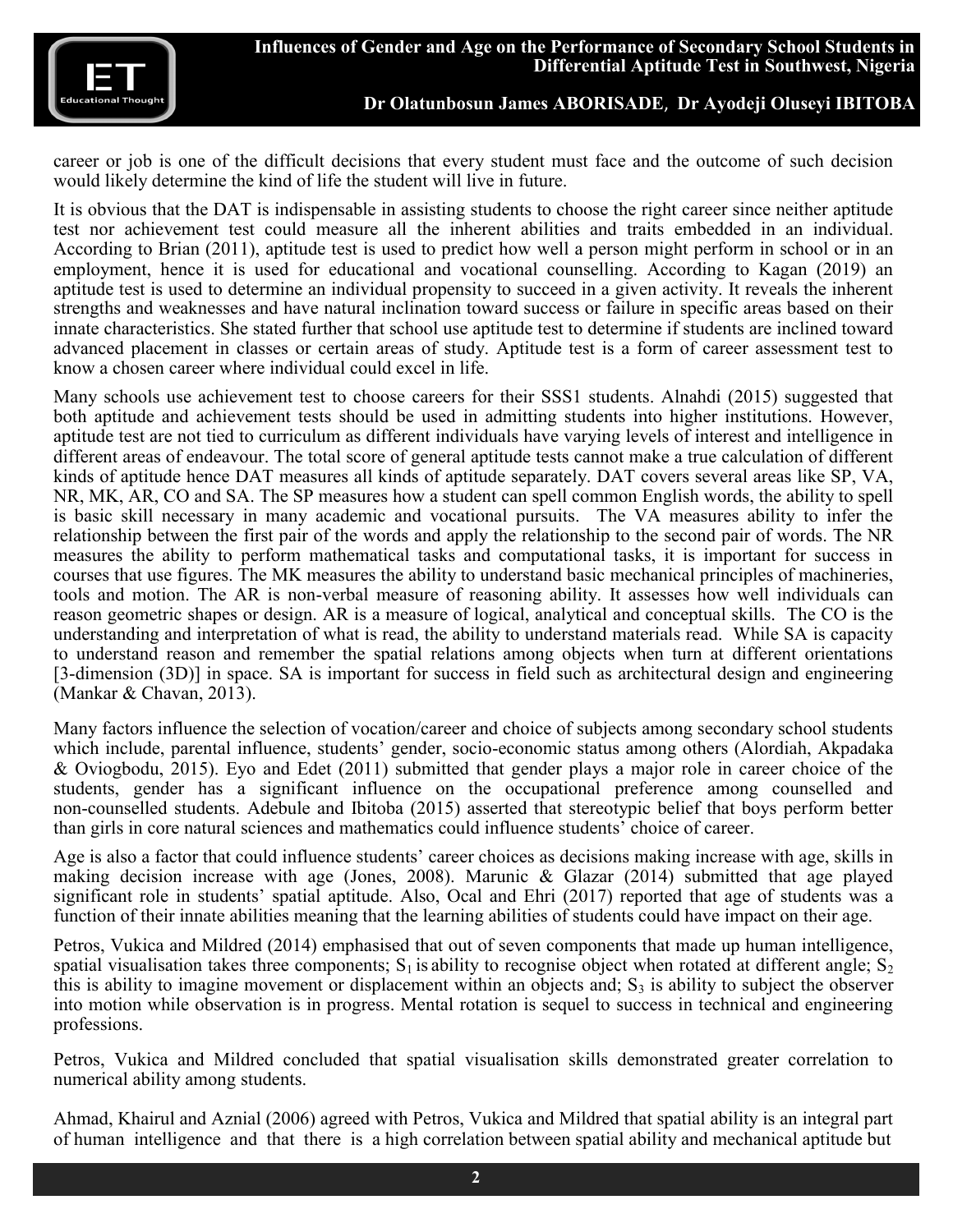career or job is one of the difficult decisions that every student must face and the outcome of such decision would likely determine the kind of life the student will live in future.

It is obvious that the DAT is indispensable in assisting students to choose the right career since neither aptitude test nor achievement test could measure all the inherent abilities and traits embedded in an individual. According to Brian (2011), aptitude test is used to predict how well a person might perform in school or in an employment, hence it is used for educational and vocational counselling. According to Kagan (2019) an aptitude test is used to determine an individual propensity to succeed in a given activity. It reveals the inherent strengths and weaknesses and have natural inclination toward success or failure in specific areas based on their innate characteristics. She stated further that school use aptitude test to determine if students are inclined toward advanced placement in classes or certain areas of study. Aptitude test is a form of career assessment test to know a chosen career where individual could excel in life.

Many schools use achievement test to choose careers for their SSS1 students. Alnahdi (2015) suggested that both aptitude and achievement tests should be used in admitting students into higher institutions. However, aptitude test are not tied to curriculum as different individuals have varying levels of interest and intelligence in different areas of endeavour. The total score of general aptitude tests cannot make a true calculation of different kinds of aptitude hence DAT measures all kinds of aptitude separately. DAT covers several areas like SP, VA, NR, MK, AR, CO and SA. The SP measures how a student can spell common English words, the ability to spell is basic skill necessary in many academic and vocational pursuits. The VA measures ability to infer the relationship between the first pair of the words and apply the relationship to the second pair of words. The NR measures the ability to perform mathematical tasks and computational tasks, it is important for success in courses that use figures. The MK measures the ability to understand basic mechanical principles of machineries, tools and motion. The AR is non-verbal measure of reasoning ability. It assesses how well individuals can reason geometric shapes or design. AR is a measure of logical, analytical and conceptual skills. The CO is the understanding and interpretation of what is read, the ability to understand materials read. While SA is capacity to understand reason and remember the spatial relations among objects when turn at different orientations [3-dimension (3D)] in space. SA is important for success in field such as architectural design and engineering (Mankar & Chavan, 2013).

Many factors influence the selection of vocation/career and choice of subjects among secondary school students which include, parental influence, students' gender, socio-economic status among others (Alordiah, Akpadaka & Oviogbodu, 2015). Eyo and Edet (2011) submitted that gender plays a major role in career choice of the students, gender has a significant influence on the occupational preference among counselled and non-counselled students. Adebule and Ibitoba (2015) asserted that stereotypic belief that boys perform better than girls in core natural sciences and mathematics could influence students' choice of career.

Age is also a factor that could influence students' career choices as decisions making increase with age, skills in making decision increase with age (Jones, 2008). Marunic & Glazar (2014) submitted that age played significant role in students' spatial aptitude. Also, Ocal and Ehri (2017) reported that age of students was a function of their innate abilities meaning that the learning abilities of students could have impact on their age.

Petros, Vukica and Mildred (2014) emphasised that out of seven components that made up human intelligence, spatial visualisation takes three components; $S_1$ is ability to recognise object when rotated at different angle; $S_2$ this is ability to imagine movement or displacement within an objects and; $S_3$ is ability to subject the observer into motion while observation is in progress. Mental rotation is sequel to success in technical and engineering professions.

Petros, Vukica and Mildred concluded that spatial visualisation skills demonstrated greater correlation to numerical ability among students.

Ahmad, Khairul and Aznial (2006) agreed with Petros, Vukica and Mildred that spatial ability is an integral part of human intelligence and that there is a high correlation between spatial ability and mechanical aptitude but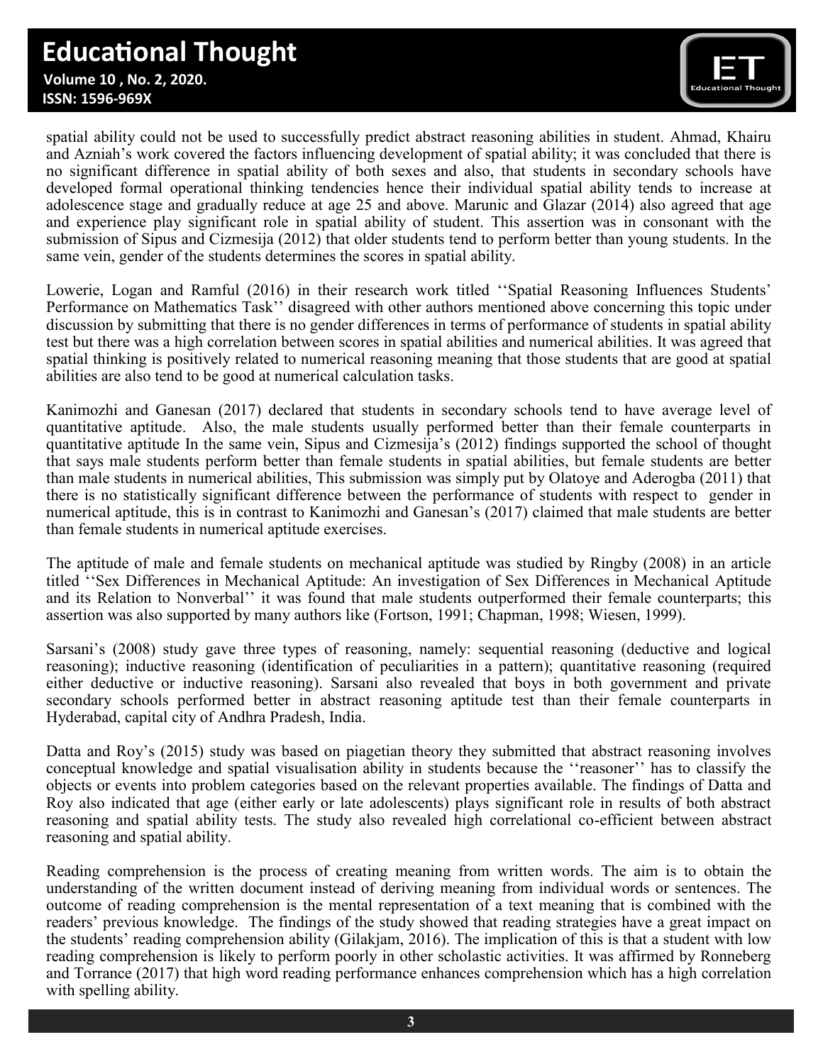spatial ability could not be used to successfully predict abstract reasoning abilities in student. Ahmad, Khairu and Azniah's work covered the factors influencing development of spatial ability; it was concluded that there is no significant difference in spatial ability of both sexes and also, that students in secondary schools have developed formal operational thinking tendencies hence their individual spatial ability tends to increase at adolescence stage and gradually reduce at age 25 and above. Marunic and Glazar (2014) also agreed that age and experience play significant role in spatial ability of student. This assertion was in consonant with the submission of Sipus and Cizmesija (2012) that older students tend to perform better than young students. In the same vein, gender of the students determines the scores in spatial ability.

Lowerie, Logan and Ramful (2016) in their research work titled ''Spatial Reasoning Influences Students' Performance on Mathematics Task'' disagreed with other authors mentioned above concerning this topic under discussion by submitting that there is no gender differences in terms of performance of students in spatial ability test but there was a high correlation between scores in spatial abilities and numerical abilities. It was agreed that spatial thinking is positively related to numerical reasoning meaning that those students that are good at spatial abilities are also tend to be good at numerical calculation tasks.

Kanimozhi and Ganesan (2017) declared that students in secondary schools tend to have average level of quantitative aptitude. Also, the male students usually performed better than their female counterparts in quantitative aptitude In the same vein, Sipus and Cizmesija's (2012) findings supported the school of thought that says male students perform better than female students in spatial abilities, but female students are better than male students in numerical abilities, This submission was simply put by Olatoye and Aderogba (2011) that there is no statistically significant difference between the performance of students with respect to gender in numerical aptitude, this is in contrast to Kanimozhi and Ganesan's (2017) claimed that male students are better than female students in numerical aptitude exercises.

The aptitude of male and female students on mechanical aptitude was studied by Ringby (2008) in an article titled ''Sex Differences in Mechanical Aptitude: An investigation of Sex Differences in Mechanical Aptitude and its Relation to Nonverbal'' it was found that male students outperformed their female counterparts; this assertion was also supported by many authors like (Fortson, 1991; Chapman, 1998; Wiesen, 1999).

Sarsani's (2008) study gave three types of reasoning, namely: sequential reasoning (deductive and logical reasoning); inductive reasoning (identification of peculiarities in a pattern); quantitative reasoning (required either deductive or inductive reasoning). Sarsani also revealed that boys in both government and private secondary schools performed better in abstract reasoning aptitude test than their female counterparts in Hyderabad, capital city of Andhra Pradesh, India.

Datta and Roy's (2015) study was based on piagetian theory they submitted that abstract reasoning involves conceptual knowledge and spatial visualisation ability in students because the ''reasoner'' has to classify the objects or events into problem categories based on the relevant properties available. The findings of Datta and Roy also indicated that age (either early or late adolescents) plays significant role in results of both abstract reasoning and spatial ability tests. The study also revealed high correlational co-efficient between abstract reasoning and spatial ability.

Reading comprehension is the process of creating meaning from written words. The aim is to obtain the understanding of the written document instead of deriving meaning from individual words or sentences. The outcome of reading comprehension is the mental representation of a text meaning that is combined with the readers' previous knowledge. The findings of the study showed that reading strategies have a great impact on the students' reading comprehension ability (Gilakjam, 2016). The implication of this is that a student with low reading comprehension is likely to perform poorly in other scholastic activities. It was affirmed by Ronneberg and Torrance (2017) that high word reading performance enhances comprehension which has a high correlation with spelling ability.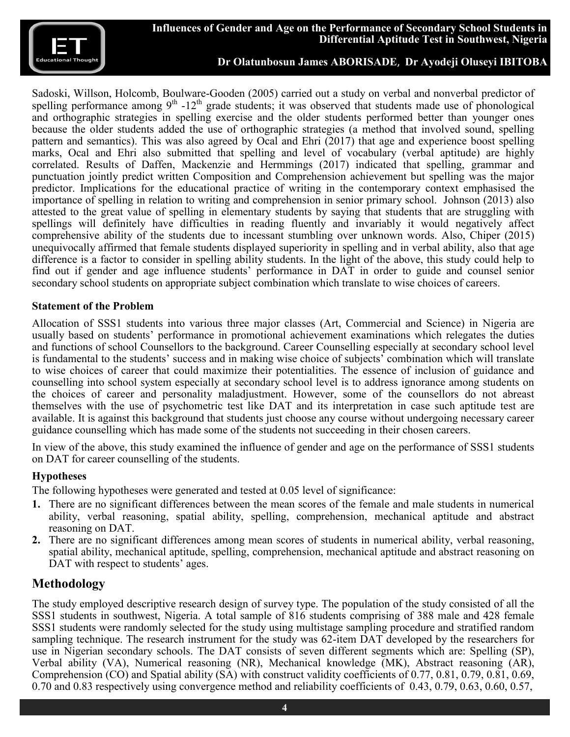Sadoski, Willson, Holcomb, Boulware-Gooden (2005) carried out a study on verbal and nonverbal predictor of spelling performance among 9[th] -12[th] grade students; it was observed that students made use of phonological and orthographic strategies in spelling exercise and the older students performed better than younger ones because the older students added the use of orthographic strategies (a method that involved sound, spelling pattern and semantics). This was also agreed by Ocal and Ehri (2017) that age and experience boost spelling marks, Ocal and Ehri also submitted that spelling and level of vocabulary (verbal aptitude) are highly correlated. Results of Daffen, Mackenzie and Hermmings (2017) indicated that spelling, grammar and punctuation jointly predict written Composition and Comprehension achievement but spelling was the major predictor. Implications for the educational practice of writing in the contemporary context emphasised the importance of spelling in relation to writing and comprehension in senior primary school. Johnson (2013) also attested to the great value of spelling in elementary students by saying that students that are struggling with spellings will definitely have difficulties in reading fluently and invariably it would negatively affect comprehensive ability of the students due to incessant stumbling over unknown words. Also, Chiper (2015) unequivocally affirmed that female students displayed superiority in spelling and in verbal ability, also that age difference is a factor to consider in spelling ability students. In the light of the above, this study could help to find out if gender and age influence students' performance in DAT in order to guide and counsel senior secondary school students on appropriate subject combination which translate to wise choices of careers.

### Statement of the Problem

Allocation of SSS1 students into various three major classes (Art, Commercial and Science) in Nigeria are usually based on students' performance in promotional achievement examinations which relegates the duties and functions of school Counsellors to the background. Career Counselling especially at secondary school level is fundamental to the students' success and in making wise choice of subjects' combination which will translate to wise choices of career that could maximize their potentialities. The essence of inclusion of guidance and counselling into school system especially at secondary school level is to address ignorance among students on the choices of career and personality maladjustment. However, some of the counsellors do not abreast themselves with the use of psychometric test like DAT and its interpretation in case such aptitude test are available. It is against this background that students just choose any course without undergoing necessary career guidance counselling which has made some of the students not succeeding in their chosen careers.

In view of the above, this study examined the influence of gender and age on the performance of SSS1 students on DAT for career counselling of the students.

### Hypotheses

The following hypotheses were generated and tested at 0.05 level of significance:

1. There are no significant differences between the mean scores of the female and male students in numerical ability, verbal reasoning, spatial ability, spelling, comprehension, mechanical aptitude and abstract reasoning on DAT.
2. There are no significant differences among mean scores of students in numerical ability, verbal reasoning, spatial ability, mechanical aptitude, spelling, comprehension, mechanical aptitude and abstract reasoning on DAT with respect to students' ages.

## Methodology

The study employed descriptive research design of survey type. The population of the study consisted of all the SSS1 students in southwest, Nigeria. A total sample of 816 students comprising of 388 male and 428 female SSS1 students were randomly selected for the study using multistage sampling procedure and stratified random sampling technique. The research instrument for the study was 62-item DAT developed by the researchers for use in Nigerian secondary schools. The DAT consists of seven different segments which are: Spelling (SP), Verbal ability (VA), Numerical reasoning (NR), Mechanical knowledge (MK), Abstract reasoning (AR), Comprehension (CO) and Spatial ability (SA) with construct validity coefficients of 0.77, 0.81, 0.79, 0.81, 0.69, 0.70 and 0.83 respectively using convergence method and reliability coefficients of 0.43, 0.79, 0.63, 0.60, 0.57,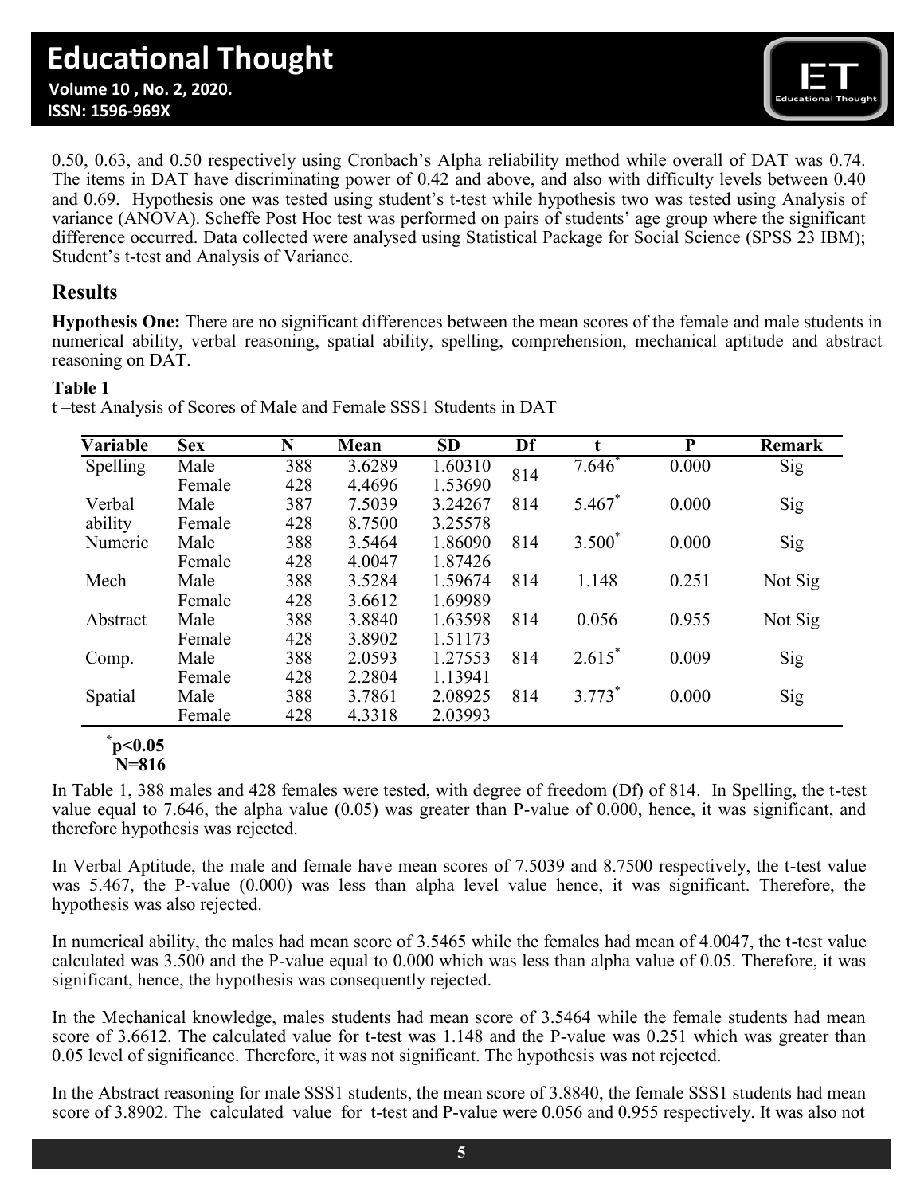0.50, 0.63, and 0.50 respectively using Cronbach's Alpha reliability method while overall of DAT was 0.74. The items in DAT have discriminating power of 0.42 and above, and also with difficulty levels between 0.40 and 0.69. Hypothesis one was tested using student's t-test while hypothesis two was tested using Analysis of variance (ANOVA). Scheffe Post Hoc test was performed on pairs of students' age group where the significant difference occurred. Data collected were analysed using Statistical Package for Social Science (SPSS 23 IBM); Student's t-test and Analysis of Variance.

## Results

**Hypothesis One:** There are no significant differences between the mean scores of the female and male students in numerical ability, verbal reasoning, spatial ability, spelling, comprehension, mechanical aptitude and abstract reasoning on DAT.

**Table 1**

t –test Analysis of Scores of Male and Female SSS1 Students in DAT

| Variable | Sex | N | Mean | SD | Df | t | P | Remark |
|---|---|---|---|---|---|---|---|---|
| Spelling | Male | 388 | 3.6289 | 1.60310 | 814 | 7.646* | 0.000 | Sig |
| | Female | 428 | 4.4696 | 1.53690 | | | | |
| Verbal ability | Male | 387 | 7.5039 | 3.24267 | 814 | 5.467* | 0.000 | Sig |
| | Female | 428 | 8.7500 | 3.25578 | | | | |
| Numeric | Male | 388 | 3.5464 | 1.86090 | 814 | 3.500* | 0.000 | Sig |
| | Female | 428 | 4.0047 | 1.87426 | | | | |
| Mech | Male | 388 | 3.5284 | 1.59674 | 814 | 1.148 | 0.251 | Not Sig |
| | Female | 428 | 3.6612 | 1.69989 | | | | |
| Abstract | Male | 388 | 3.8840 | 1.63598 | 814 | 0.056 | 0.955 | Not Sig |
| | Female | 428 | 3.8902 | 1.51173 | | | | |
| Comp. | Male | 388 | 2.0593 | 1.27553 | 814 | 2.615* | 0.009 | Sig |
| | Female | 428 | 2.2804 | 1.13941 | | | | |
| Spatial | Male | 388 | 3.7861 | 2.08925 | 814 | 3.773* | 0.000 | Sig |
| | Female | 428 | 4.3318 | 2.03993 | | | | |

**\*$p<0.05$**
**N=816**

In Table 1, 388 males and 428 females were tested, with degree of freedom (Df) of 814. In Spelling, the t-test value equal to 7.646, the alpha value (0.05) was greater than P-value of 0.000, hence, it was significant, and therefore hypothesis was rejected.

In Verbal Aptitude, the male and female have mean scores of 7.5039 and 8.7500 respectively, the t-test value was 5.467, the P-value (0.000) was less than alpha level value hence, it was significant. Therefore, the hypothesis was also rejected.

In numerical ability, the males had mean score of 3.5465 while the females had mean of 4.0047, the t-test value calculated was 3.500 and the P-value equal to 0.000 which was less than alpha value of 0.05. Therefore, it was significant, hence, the hypothesis was consequently rejected.

In the Mechanical knowledge, males students had mean score of 3.5464 while the female students had mean score of 3.6612. The calculated value for t-test was 1.148 and the P-value was 0.251 which was greater than 0.05 level of significance. Therefore, it was not significant. The hypothesis was not rejected.

In the Abstract reasoning for male SSS1 students, the mean score of 3.8840, the female SSS1 students had mean score of 3.8902. The calculated value for t-test and P-value were 0.056 and 0.955 respectively. It was also not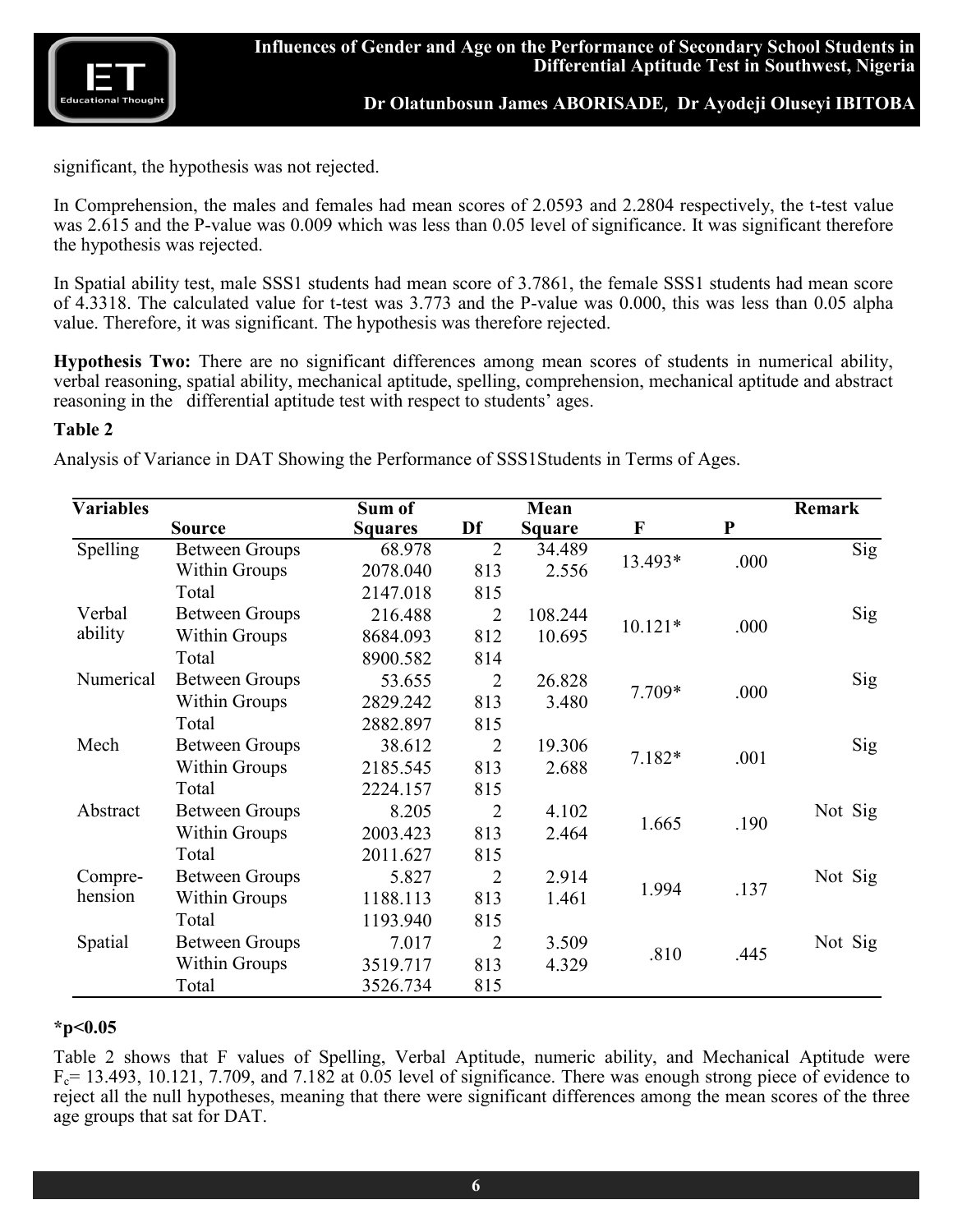significant, the hypothesis was not rejected.

In Comprehension, the males and females had mean scores of 2.0593 and 2.2804 respectively, the t-test value was 2.615 and the P-value was 0.009 which was less than 0.05 level of significance. It was significant therefore the hypothesis was rejected.

In Spatial ability test, male SSS1 students had mean score of 3.7861, the female SSS1 students had mean score of 4.3318. The calculated value for t-test was 3.773 and the P-value was 0.000, this was less than 0.05 alpha value. Therefore, it was significant. The hypothesis was therefore rejected.

**Hypothesis Two:** There are no significant differences among mean scores of students in numerical ability, verbal reasoning, spatial ability, mechanical aptitude, spelling, comprehension, mechanical aptitude and abstract reasoning in the differential aptitude test with respect to students' ages.

**Table 2**

Analysis of Variance in DAT Showing the Performance of SSS1Students in Terms of Ages.

| Variables | Source | Sum of Squares | Df | Mean Square | F | P | Remark |
|---|---|---|---|---|---|---|---|
| Spelling | Between Groups | 68.978 | 2 | 34.489 | 13.493* | .000 | Sig |
| | Within Groups | 2078.040 | 813 | 2.556 | | | |
| | Total | 2147.018 | 815 | | | | |
| Verbal ability | Between Groups | 216.488 | 2 | 108.244 | 10.121* | .000 | Sig |
| | Within Groups | 8684.093 | 812 | 10.695 | | | |
| | Total | 8900.582 | 814 | | | | |
| Numerical | Between Groups | 53.655 | 2 | 26.828 | 7.709* | .000 | Sig |
| | Within Groups | 2829.242 | 813 | 3.480 | | | |
| | Total | 2882.897 | 815 | | | | |
| Mech | Between Groups | 38.612 | 2 | 19.306 | 7.182* | .001 | Sig |
| | Within Groups | 2185.545 | 813 | 2.688 | | | |
| | Total | 2224.157 | 815 | | | | |
| Abstract | Between Groups | 8.205 | 2 | 4.102 | 1.665 | .190 | Not Sig |
| | Within Groups | 2003.423 | 813 | 2.464 | | | |
| | Total | 2011.627 | 815 | | | | |
| Compre-hension | Between Groups | 5.827 | 2 | 2.914 | 1.994 | .137 | Not Sig |
| | Within Groups | 1188.113 | 813 | 1.461 | | | |
| | Total | 1193.940 | 815 | | | | |
| Spatial | Between Groups | 7.017 | 2 | 3.509 | .810 | .445 | Not Sig |
| | Within Groups | 3519.717 | 813 | 4.329 | | | |
| | Total | 3526.734 | 815 | | | | |

**$*p<0.05$**

Table 2 shows that F values of Spelling, Verbal Aptitude, numeric ability, and Mechanical Aptitude were $F_c$= 13.493, 10.121, 7.709, and 7.182 at 0.05 level of significance. There was enough strong piece of evidence to reject all the null hypotheses, meaning that there were significant differences among the mean scores of the three age groups that sat for DAT.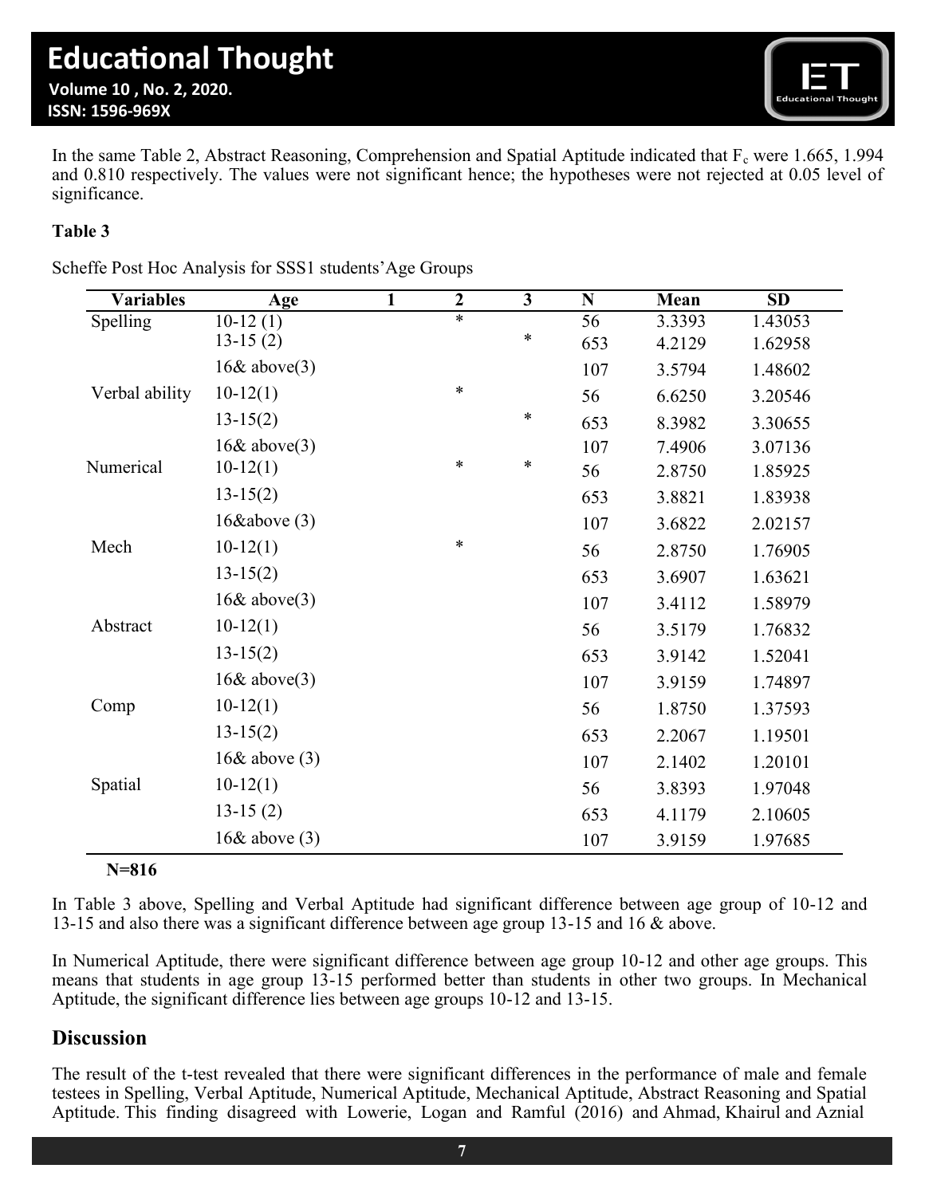In the same Table 2, Abstract Reasoning, Comprehension and Spatial Aptitude indicated that $F_c$ were 1.665, 1.994 and 0.810 respectively. The values were not significant hence; the hypotheses were not rejected at 0.05 level of significance.

**Table 3**

Scheffe Post Hoc Analysis for SSS1 students'Age Groups

| Variables | Age | 1 | 2 | 3 | N | Mean | SD |
|---|---|---|---|---|---|---|---|
| Spelling | 10-12 (1) | | * | | 56 | 3.3393 | 1.43053 |
| | 13-15 (2) | | | * | 653 | 4.2129 | 1.62958 |
| | 16& above(3) | | | | 107 | 3.5794 | 1.48602 |
| Verbal ability | 10-12(1) | | * | | 56 | 6.6250 | 3.20546 |
| | 13-15(2) | | | * | 653 | 8.3982 | 3.30655 |
| | 16& above(3) | | | | 107 | 7.4906 | 3.07136 |
| Numerical | 10-12(1) | | * | * | 56 | 2.8750 | 1.85925 |
| | 13-15(2) | | | | 653 | 3.8821 | 1.83938 |
| | 16&above (3) | | | | 107 | 3.6822 | 2.02157 |
| Mech | 10-12(1) | | * | | 56 | 2.8750 | 1.76905 |
| | 13-15(2) | | | | 653 | 3.6907 | 1.63621 |
| | 16& above(3) | | | | 107 | 3.4112 | 1.58979 |
| Abstract | 10-12(1) | | | | 56 | 3.5179 | 1.76832 |
| | 13-15(2) | | | | 653 | 3.9142 | 1.52041 |
| | 16& above(3) | | | | 107 | 3.9159 | 1.74897 |
| Comp | 10-12(1) | | | | 56 | 1.8750 | 1.37593 |
| | 13-15(2) | | | | 653 | 2.2067 | 1.19501 |
| | 16& above (3) | | | | 107 | 2.1402 | 1.20101 |
| Spatial | 10-12(1) | | | | 56 | 3.8393 | 1.97048 |
| | 13-15 (2) | | | | 653 | 4.1179 | 2.10605 |
| | 16& above (3) | | | | 107 | 3.9159 | 1.97685 |

**N=816**

In Table 3 above, Spelling and Verbal Aptitude had significant difference between age group of 10-12 and 13-15 and also there was a significant difference between age group 13-15 and 16 & above.

In Numerical Aptitude, there were significant difference between age group 10-12 and other age groups. This means that students in age group 13-15 performed better than students in other two groups. In Mechanical Aptitude, the significant difference lies between age groups 10-12 and 13-15.

## Discussion

The result of the t-test revealed that there were significant differences in the performance of male and female testees in Spelling, Verbal Aptitude, Numerical Aptitude, Mechanical Aptitude, Abstract Reasoning and Spatial Aptitude. This finding disagreed with Lowerie, Logan and Ramful (2016) and Ahmad, Khairul and Aznial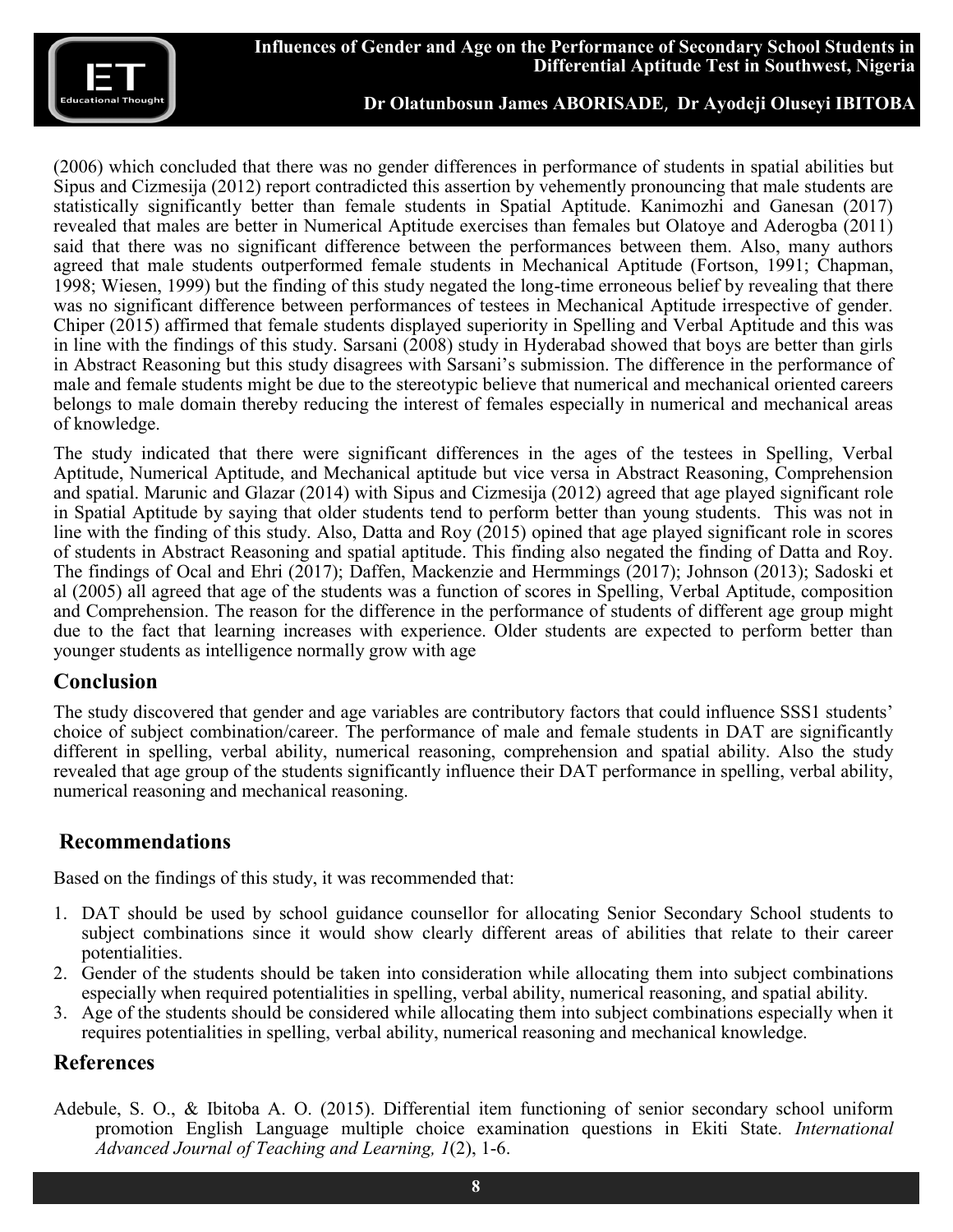(2006) which concluded that there was no gender differences in performance of students in spatial abilities but Sipus and Cizmesija (2012) report contradicted this assertion by vehemently pronouncing that male students are statistically significantly better than female students in Spatial Aptitude. Kanimozhi and Ganesan (2017) revealed that males are better in Numerical Aptitude exercises than females but Olatoye and Aderogba (2011) said that there was no significant difference between the performances between them. Also, many authors agreed that male students outperformed female students in Mechanical Aptitude (Fortson, 1991; Chapman, 1998; Wiesen, 1999) but the finding of this study negated the long-time erroneous belief by revealing that there was no significant difference between performances of testees in Mechanical Aptitude irrespective of gender. Chiper (2015) affirmed that female students displayed superiority in Spelling and Verbal Aptitude and this was in line with the findings of this study. Sarsani (2008) study in Hyderabad showed that boys are better than girls in Abstract Reasoning but this study disagrees with Sarsani's submission. The difference in the performance of male and female students might be due to the stereotypic believe that numerical and mechanical oriented careers belongs to male domain thereby reducing the interest of females especially in numerical and mechanical areas of knowledge.

The study indicated that there were significant differences in the ages of the testees in Spelling, Verbal Aptitude, Numerical Aptitude, and Mechanical aptitude but vice versa in Abstract Reasoning, Comprehension and spatial. Marunic and Glazar (2014) with Sipus and Cizmesija (2012) agreed that age played significant role in Spatial Aptitude by saying that older students tend to perform better than young students. This was not in line with the finding of this study. Also, Datta and Roy (2015) opined that age played significant role in scores of students in Abstract Reasoning and spatial aptitude. This finding also negated the finding of Datta and Roy. The findings of Ocal and Ehri (2017); Daffen, Mackenzie and Hermmings (2017); Johnson (2013); Sadoski et al (2005) all agreed that age of the students was a function of scores in Spelling, Verbal Aptitude, composition and Comprehension. The reason for the difference in the performance of students of different age group might due to the fact that learning increases with experience. Older students are expected to perform better than younger students as intelligence normally grow with age

## Conclusion

The study discovered that gender and age variables are contributory factors that could influence SSS1 students' choice of subject combination/career. The performance of male and female students in DAT are significantly different in spelling, verbal ability, numerical reasoning, comprehension and spatial ability. Also the study revealed that age group of the students significantly influence their DAT performance in spelling, verbal ability, numerical reasoning and mechanical reasoning.

## Recommendations

Based on the findings of this study, it was recommended that:

1. DAT should be used by school guidance counsellor for allocating Senior Secondary School students to subject combinations since it would show clearly different areas of abilities that relate to their career potentialities.
2. Gender of the students should be taken into consideration while allocating them into subject combinations especially when required potentialities in spelling, verbal ability, numerical reasoning, and spatial ability.
3. Age of the students should be considered while allocating them into subject combinations especially when it requires potentialities in spelling, verbal ability, numerical reasoning and mechanical knowledge.

## References

Adebule, S. O., & Ibitoba A. O. (2015). Differential item functioning of senior secondary school uniform promotion English Language multiple choice examination questions in Ekiti State. *International Advanced Journal of Teaching and Learning, 1*(2), 1-6.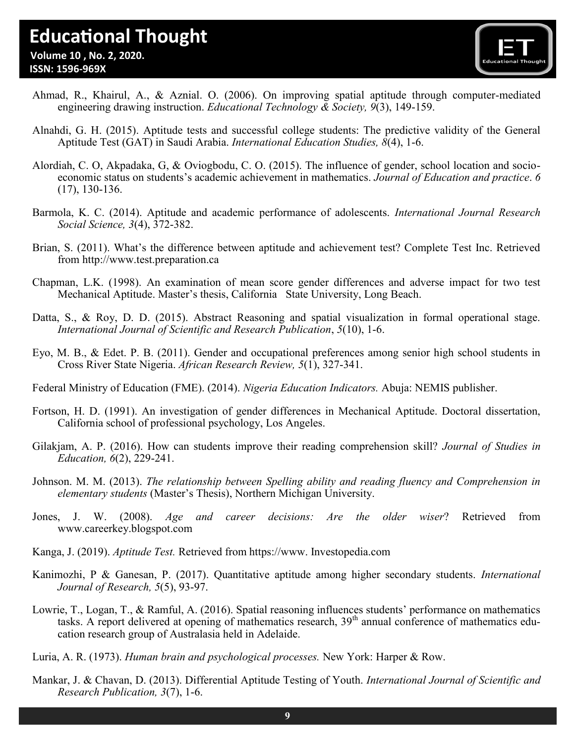Ahmad, R., Khairul, A., & Aznial. O. (2006). On improving spatial aptitude through computer-mediated engineering drawing instruction. *Educational Technology & Society, 9*(3), 149-159.

Alnahdi, G. H. (2015). Aptitude tests and successful college students: The predictive validity of the General Aptitude Test (GAT) in Saudi Arabia. *International Education Studies, 8*(4), 1-6.

Alordiah, C. O, Akpadaka, G, & Oviogbodu, C. O. (2015). The influence of gender, school location and socio-economic status on students's academic achievement in mathematics. *Journal of Education and practice*. *6* (17), 130-136.

Barmola, K. C. (2014). Aptitude and academic performance of adolescents. *International Journal Research Social Science, 3*(4), 372-382.

Brian, S. (2011). What's the difference between aptitude and achievement test? Complete Test Inc. Retrieved from http://www.test.preparation.ca

Chapman, L.K. (1998). An examination of mean score gender differences and adverse impact for two test Mechanical Aptitude. Master's thesis, California State University, Long Beach.

Datta, S., & Roy, D. D. (2015). Abstract Reasoning and spatial visualization in formal operational stage. *International Journal of Scientific and Research Publication*, *5*(10), 1-6.

Eyo, M. B., & Edet. P. B. (2011). Gender and occupational preferences among senior high school students in Cross River State Nigeria. *African Research Review, 5*(1), 327-341.

Federal Ministry of Education (FME). (2014). *Nigeria Education Indicators.* Abuja: NEMIS publisher.

Fortson, H. D. (1991). An investigation of gender differences in Mechanical Aptitude. Doctoral dissertation, California school of professional psychology, Los Angeles.

Gilakjam, A. P. (2016). How can students improve their reading comprehension skill? *Journal of Studies in Education, 6*(2), 229-241.

Johnson. M. M. (2013). *The relationship between Spelling ability and reading fluency and Comprehension in elementary students* (Master's Thesis), Northern Michigan University.

Jones, J. W. (2008). *Age and career decisions: Are the older wiser*? Retrieved from www.careerkey.blogspot.com

Kanga, J. (2019). *Aptitude Test.* Retrieved from https://www. Investopedia.com

Kanimozhi, P & Ganesan, P. (2017). Quantitative aptitude among higher secondary students. *International Journal of Research, 5*(5), 93-97.

Lowrie, T., Logan, T., & Ramful, A. (2016). Spatial reasoning influences students' performance on mathematics tasks. A report delivered at opening of mathematics research, 39th annual conference of mathematics education research group of Australasia held in Adelaide.

Luria, A. R. (1973). *Human brain and psychological processes.* New York: Harper & Row.

Mankar, J. & Chavan, D. (2013). Differential Aptitude Testing of Youth. *International Journal of Scientific and Research Publication, 3*(7), 1-6.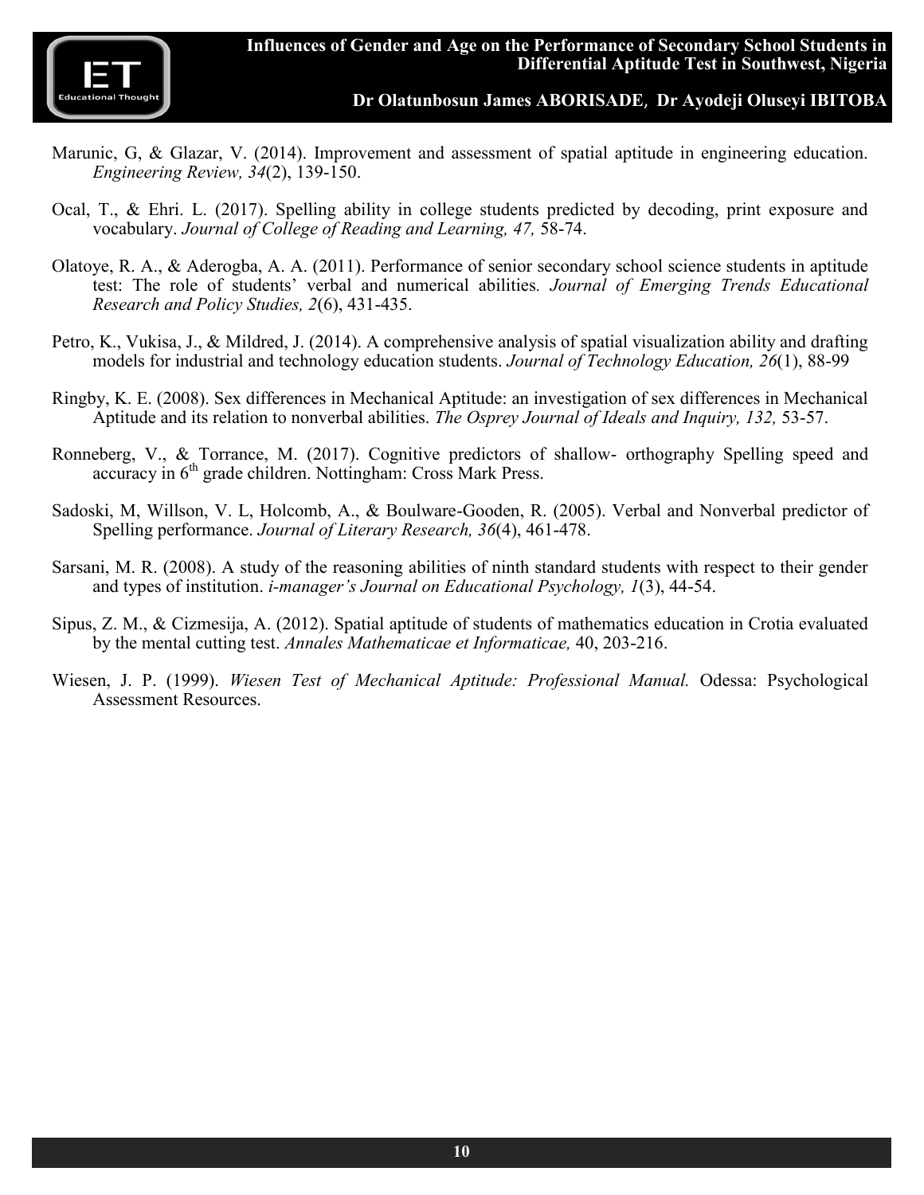Marunic, G, & Glazar, V. (2014). Improvement and assessment of spatial aptitude in engineering education. *Engineering Review, 34*(2), 139-150.

Ocal, T., & Ehri. L. (2017). Spelling ability in college students predicted by decoding, print exposure and vocabulary. *Journal of College of Reading and Learning, 47,* 58-74.

Olatoye, R. A., & Aderogba, A. A. (2011). Performance of senior secondary school science students in aptitude test: The role of students' verbal and numerical abilities. *Journal of Emerging Trends Educational Research and Policy Studies, 2*(6), 431-435.

Petro, K., Vukisa, J., & Mildred, J. (2014). A comprehensive analysis of spatial visualization ability and drafting models for industrial and technology education students. *Journal of Technology Education, 26*(1), 88-99

Ringby, K. E. (2008). Sex differences in Mechanical Aptitude: an investigation of sex differences in Mechanical Aptitude and its relation to nonverbal abilities. *The Osprey Journal of Ideals and Inquiry, 132,* 53-57.

Ronneberg, V., & Torrance, M. (2017). Cognitive predictors of shallow- orthography Spelling speed and accuracy in 6th grade children. Nottingham: Cross Mark Press.

Sadoski, M, Willson, V. L, Holcomb, A., & Boulware-Gooden, R. (2005). Verbal and Nonverbal predictor of Spelling performance. *Journal of Literary Research, 36*(4), 461-478.

Sarsani, M. R. (2008). A study of the reasoning abilities of ninth standard students with respect to their gender and types of institution. *i-manager's Journal on Educational Psychology, 1*(3), 44-54.

Sipus, Z. M., & Cizmesija, A. (2012). Spatial aptitude of students of mathematics education in Crotia evaluated by the mental cutting test. *Annales Mathematicae et Informaticae,* 40, 203-216.

Wiesen, J. P. (1999). *Wiesen Test of Mechanical Aptitude: Professional Manual.* Odessa: Psychological Assessment Resources.